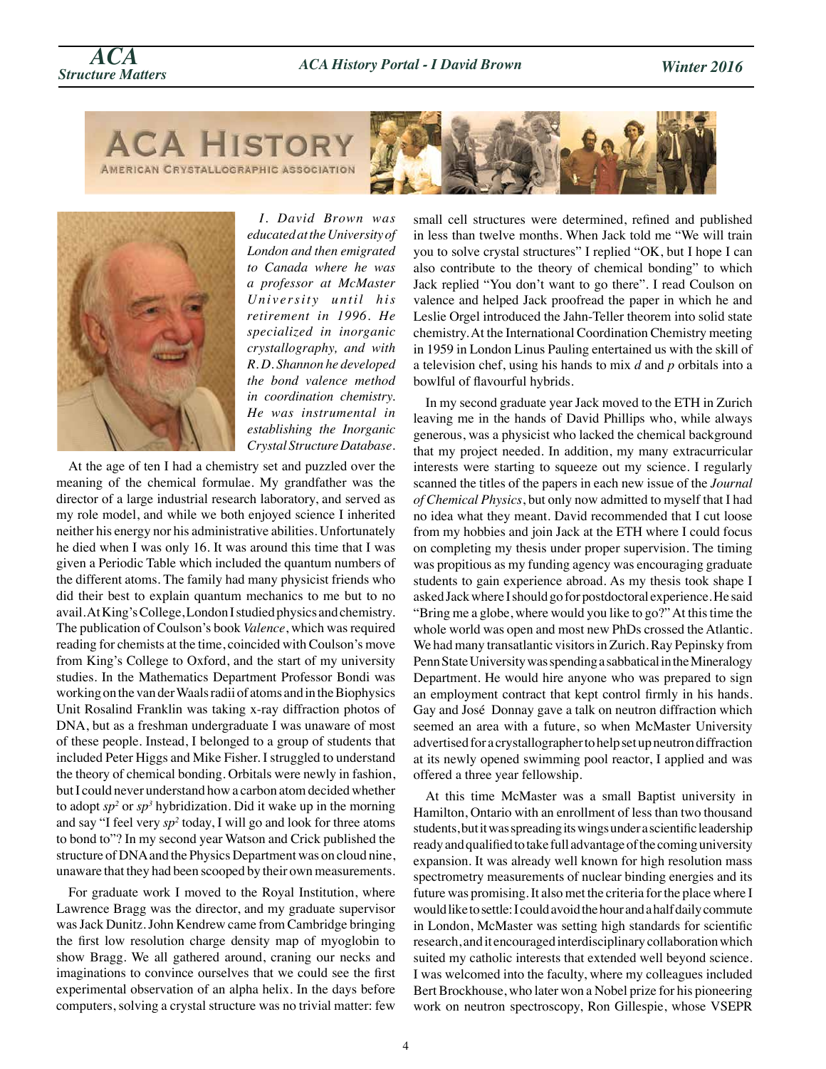*I. David Brown was educated at the University of London and then emigrated to Canada where he was a professor at McMaster University until his retirement in 1996. He specialized in inorganic crystallography, and with R.D. Shannon he developed the bond valence method in coordination chemistry. He was instrumental in establishing the Inorganic Crystal Structure Database.*

At the age of ten I had a chemistry set and puzzled over the meaning of the chemical formulae. My grandfather was the director of a large industrial research laboratory, and served as my role model, and while we both enjoyed science I inherited neither his energy nor his administrative abilities. Unfortunately he died when I was only 16. It was around this time that I was given a Periodic Table which included the quantum numbers of the different atoms. The family had many physicist friends who did their best to explain quantum mechanics to me but to no avail. At King's College, London I studied physics and chemistry. The publication of Coulson's book *Valence*, which was required reading for chemists at the time, coincided with Coulson's move from King's College to Oxford, and the start of my university studies. In the Mathematics Department Professor Bondi was working on the van der Waals radii of atoms and in the Biophysics Unit Rosalind Franklin was taking x-ray diffraction photos of DNA, but as a freshman undergraduate I was unaware of most of these people. Instead, I belonged to a group of students that included Peter Higgs and Mike Fisher. I struggled to understand the theory of chemical bonding. Orbitals were newly in fashion, but I could never understand how a carbon atom decided whether to adopt $sp^2$ or $sp^3$ hybridization. Did it wake up in the morning and say "I feel very $sp^2$ today, I will go and look for three atoms to bond to"? In my second year Watson and Crick published the structure of DNA and the Physics Department was on cloud nine, unaware that they had been scooped by their own measurements.

For graduate work I moved to the Royal Institution, where Lawrence Bragg was the director, and my graduate supervisor was Jack Dunitz. John Kendrew came from Cambridge bringing the first low resolution charge density map of myoglobin to show Bragg. We all gathered around, craning our necks and imaginations to convince ourselves that we could see the first experimental observation of an alpha helix. In the days before computers, solving a crystal structure was no trivial matter: few small cell structures were determined, refined and published in less than twelve months. When Jack told me "We will train you to solve crystal structures" I replied "OK, but I hope I can also contribute to the theory of chemical bonding" to which Jack replied "You don't want to go there". I read Coulson on valence and helped Jack proofread the paper in which he and Leslie Orgel introduced the Jahn-Teller theorem into solid state chemistry. At the International Coordination Chemistry meeting in 1959 in London Linus Pauling entertained us with the skill of a television chef, using his hands to mix *d* and *p* orbitals into a bowlful of flavourful hybrids.

In my second graduate year Jack moved to the ETH in Zurich leaving me in the hands of David Phillips who, while always generous, was a physicist who lacked the chemical background that my project needed. In addition, my many extracurricular interests were starting to squeeze out my science. I regularly scanned the titles of the papers in each new issue of the *Journal of Chemical Physics*, but only now admitted to myself that I had no idea what they meant. David recommended that I cut loose from my hobbies and join Jack at the ETH where I could focus on completing my thesis under proper supervision. The timing was propitious as my funding agency was encouraging graduate students to gain experience abroad. As my thesis took shape I asked Jack where I should go for postdoctoral experience. He said "Bring me a globe, where would you like to go?" At this time the whole world was open and most new PhDs crossed the Atlantic. We had many transatlantic visitors in Zurich. Ray Pepinsky from Penn State University was spending a sabbatical in the Mineralogy Department. He would hire anyone who was prepared to sign an employment contract that kept control firmly in his hands. Gay and José Donnay gave a talk on neutron diffraction which seemed an area with a future, so when McMaster University advertised for a crystallographer to help set up neutron diffraction at its newly opened swimming pool reactor, I applied and was offered a three year fellowship.

At this time McMaster was a small Baptist university in Hamilton, Ontario with an enrollment of less than two thousand students, but it was spreading its wings under a scientific leadership ready and qualified to take full advantage of the coming university expansion. It was already well known for high resolution mass spectrometry measurements of nuclear binding energies and its future was promising. It also met the criteria for the place where I would like to settle: I could avoid the hour and a half daily commute in London, McMaster was setting high standards for scientific research, and it encouraged interdisciplinary collaboration which suited my catholic interests that extended well beyond science. I was welcomed into the faculty, where my colleagues included Bert Brockhouse, who later won a Nobel prize for his pioneering work on neutron spectroscopy, Ron Gillespie, whose VSEPR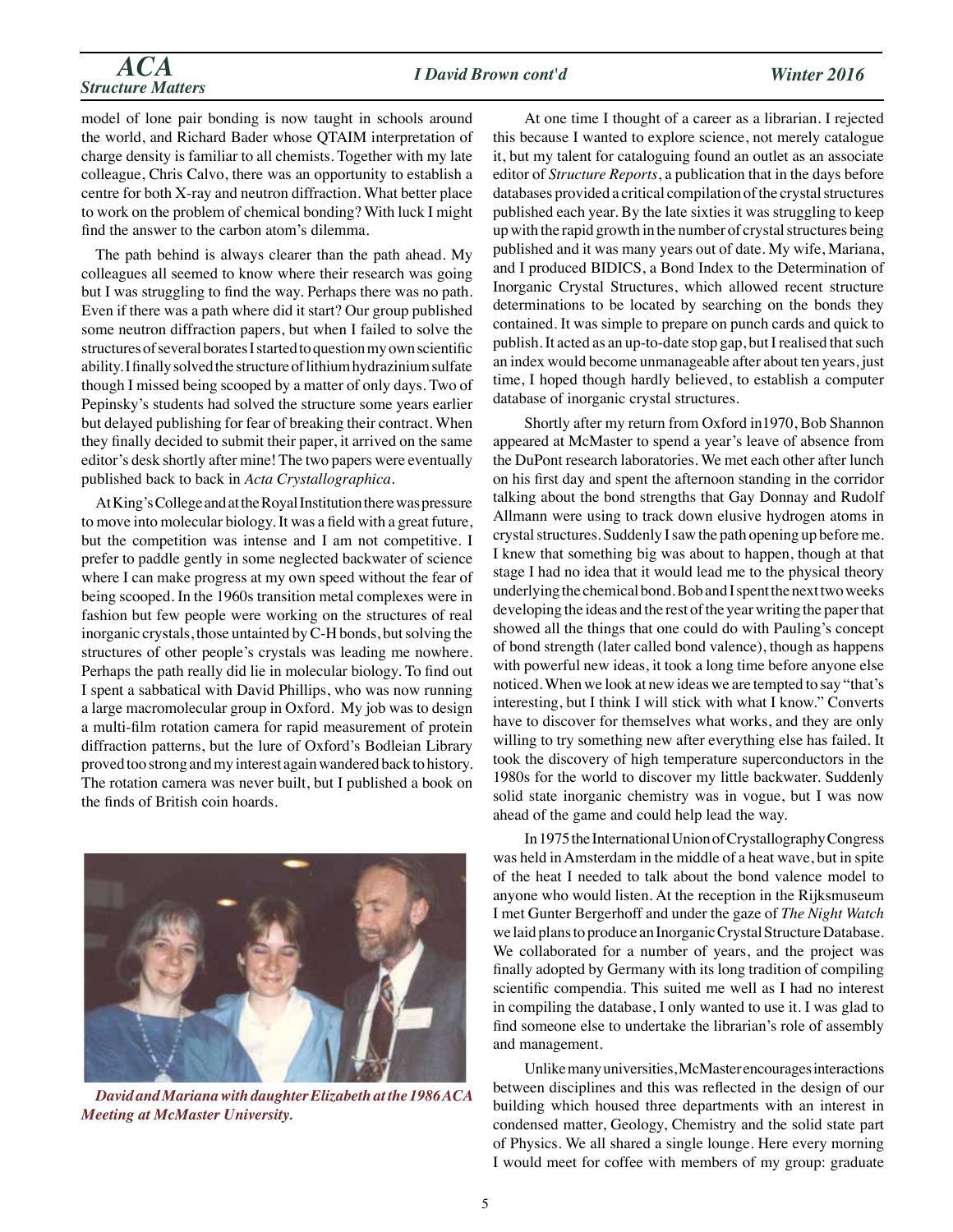model of lone pair bonding is now taught in schools around the world, and Richard Bader whose QTAIM interpretation of charge density is familiar to all chemists. Together with my late colleague, Chris Calvo, there was an opportunity to establish a centre for both X-ray and neutron diffraction. What better place to work on the problem of chemical bonding? With luck I might find the answer to the carbon atom's dilemma.

The path behind is always clearer than the path ahead. My colleagues all seemed to know where their research was going but I was struggling to find the way. Perhaps there was no path. Even if there was a path where did it start? Our group published some neutron diffraction papers, but when I failed to solve the structures of several borates I started to question my own scientific ability. I finally solved the structure of lithium hydrazinium sulfate though I missed being scooped by a matter of only days. Two of Pepinsky's students had solved the structure some years earlier but delayed publishing for fear of breaking their contract. When they finally decided to submit their paper, it arrived on the same editor's desk shortly after mine! The two papers were eventually published back to back in *Acta Crystallographica*.

At King's College and at the Royal Institution there was pressure to move into molecular biology. It was a field with a great future, but the competition was intense and I am not competitive. I prefer to paddle gently in some neglected backwater of science where I can make progress at my own speed without the fear of being scooped. In the 1960s transition metal complexes were in fashion but few people were working on the structures of real inorganic crystals, those untainted by C-H bonds, but solving the structures of other people's crystals was leading me nowhere. Perhaps the path really did lie in molecular biology. To find out I spent a sabbatical with David Phillips, who was now running a large macromolecular group in Oxford. My job was to design a multi-film rotation camera for rapid measurement of protein diffraction patterns, but the lure of Oxford's Bodleian Library proved too strong and my interest again wandered back to history. The rotation camera was never built, but I published a book on the finds of British coin hoards.

*David and Mariana with daughter Elizabeth at the 1986 ACA Meeting at McMaster University.*

At one time I thought of a career as a librarian. I rejected this because I wanted to explore science, not merely catalogue it, but my talent for cataloguing found an outlet as an associate editor of *Structure Reports*, a publication that in the days before databases provided a critical compilation of the crystal structures published each year. By the late sixties it was struggling to keep up with the rapid growth in the number of crystal structures being published and it was many years out of date. My wife, Mariana, and I produced BIDICS, a Bond Index to the Determination of Inorganic Crystal Structures, which allowed recent structure determinations to be located by searching on the bonds they contained. It was simple to prepare on punch cards and quick to publish. It acted as an up-to-date stop gap, but I realised that such an index would become unmanageable after about ten years, just time, I hoped though hardly believed, to establish a computer database of inorganic crystal structures.

Shortly after my return from Oxford in1970, Bob Shannon appeared at McMaster to spend a year's leave of absence from the DuPont research laboratories. We met each other after lunch on his first day and spent the afternoon standing in the corridor talking about the bond strengths that Gay Donnay and Rudolf Allmann were using to track down elusive hydrogen atoms in crystal structures. Suddenly I saw the path opening up before me. I knew that something big was about to happen, though at that stage I had no idea that it would lead me to the physical theory underlying the chemical bond. Bob and I spent the next two weeks developing the ideas and the rest of the year writing the paper that showed all the things that one could do with Pauling's concept of bond strength (later called bond valence), though as happens with powerful new ideas, it took a long time before anyone else noticed. When we look at new ideas we are tempted to say "that's interesting, but I think I will stick with what I know." Converts have to discover for themselves what works, and they are only willing to try something new after everything else has failed. It took the discovery of high temperature superconductors in the 1980s for the world to discover my little backwater. Suddenly solid state inorganic chemistry was in vogue, but I was now ahead of the game and could help lead the way.

In 1975 the International Union of Crystallography Congress was held in Amsterdam in the middle of a heat wave, but in spite of the heat I needed to talk about the bond valence model to anyone who would listen. At the reception in the Rijksmuseum I met Gunter Bergerhoff and under the gaze of *The Night Watch* we laid plans to produce an Inorganic Crystal Structure Database. We collaborated for a number of years, and the project was finally adopted by Germany with its long tradition of compiling scientific compendia. This suited me well as I had no interest in compiling the database, I only wanted to use it. I was glad to find someone else to undertake the librarian's role of assembly and management.

Unlike many universities, McMaster encourages interactions between disciplines and this was reflected in the design of our building which housed three departments with an interest in condensed matter, Geology, Chemistry and the solid state part of Physics. We all shared a single lounge. Here every morning I would meet for coffee with members of my group: graduate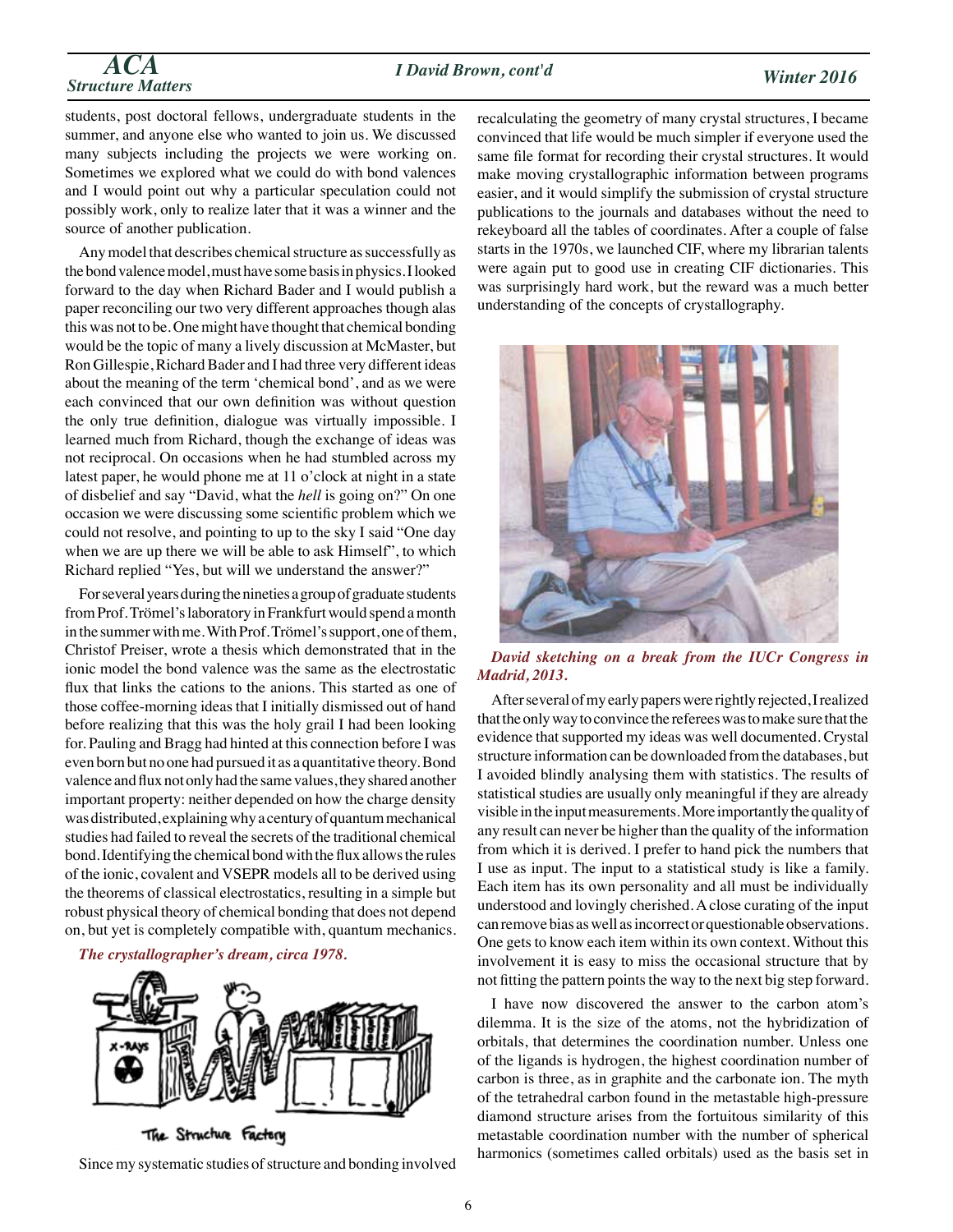students, post doctoral fellows, undergraduate students in the summer, and anyone else who wanted to join us. We discussed many subjects including the projects we were working on. Sometimes we explored what we could do with bond valences and I would point out why a particular speculation could not possibly work, only to realize later that it was a winner and the source of another publication.

Any model that describes chemical structure as successfully as the bond valence model, must have some basis in physics. I looked forward to the day when Richard Bader and I would publish a paper reconciling our two very different approaches though alas this was not to be. One might have thought that chemical bonding would be the topic of many a lively discussion at McMaster, but Ron Gillespie, Richard Bader and I had three very different ideas about the meaning of the term 'chemical bond', and as we were each convinced that our own definition was without question the only true definition, dialogue was virtually impossible. I learned much from Richard, though the exchange of ideas was not reciprocal. On occasions when he had stumbled across my latest paper, he would phone me at 11 o'clock at night in a state of disbelief and say "David, what the *hell* is going on?" On one occasion we were discussing some scientific problem which we could not resolve, and pointing to up to the sky I said "One day when we are up there we will be able to ask Himself", to which Richard replied "Yes, but will we understand the answer?"

For several years during the nineties a group of graduate students from Prof. Trömel's laboratory in Frankfurt would spend a month in the summer with me. With Prof. Trömel's support, one of them, Christof Preiser, wrote a thesis which demonstrated that in the ionic model the bond valence was the same as the electrostatic flux that links the cations to the anions. This started as one of those coffee-morning ideas that I initially dismissed out of hand before realizing that this was the holy grail I had been looking for. Pauling and Bragg had hinted at this connection before I was even born but no one had pursued it as a quantitative theory. Bond valence and flux not only had the same values, they shared another important property: neither depended on how the charge density was distributed, explaining why a century of quantum mechanical studies had failed to reveal the secrets of the traditional chemical bond. Identifying the chemical bond with the flux allows the rules of the ionic, covalent and VSEPR models all to be derived using the theorems of classical electrostatics, resulting in a simple but robust physical theory of chemical bonding that does not depend on, but yet is completely compatible with, quantum mechanics.

***The crystallographer's dream, circa 1978.***

Since my systematic studies of structure and bonding involved recalculating the geometry of many crystal structures, I became convinced that life would be much simpler if everyone used the same file format for recording their crystal structures. It would make moving crystallographic information between programs easier, and it would simplify the submission of crystal structure publications to the journals and databases without the need to rekeyboard all the tables of coordinates. After a couple of false starts in the 1970s, we launched CIF, where my librarian talents were again put to good use in creating CIF dictionaries. This was surprisingly hard work, but the reward was a much better understanding of the concepts of crystallography.

***David sketching on a break from the IUCr Congress in Madrid, 2013.***

After several of my early papers were rightly rejected, I realized that the only way to convince the referees was to make sure that the evidence that supported my ideas was well documented. Crystal structure information can be downloaded from the databases, but I avoided blindly analysing them with statistics. The results of statistical studies are usually only meaningful if they are already visible in the input measurements. More importantly the quality of any result can never be higher than the quality of the information from which it is derived. I prefer to hand pick the numbers that I use as input. The input to a statistical study is like a family. Each item has its own personality and all must be individually understood and lovingly cherished. A close curating of the input can remove bias as well as incorrect or questionable observations. One gets to know each item within its own context. Without this involvement it is easy to miss the occasional structure that by not fitting the pattern points the way to the next big step forward.

I have now discovered the answer to the carbon atom's dilemma. It is the size of the atoms, not the hybridization of orbitals, that determines the coordination number. Unless one of the ligands is hydrogen, the highest coordination number of carbon is three, as in graphite and the carbonate ion. The myth of the tetrahedral carbon found in the metastable high-pressure diamond structure arises from the fortuitous similarity of this metastable coordination number with the number of spherical harmonics (sometimes called orbitals) used as the basis set in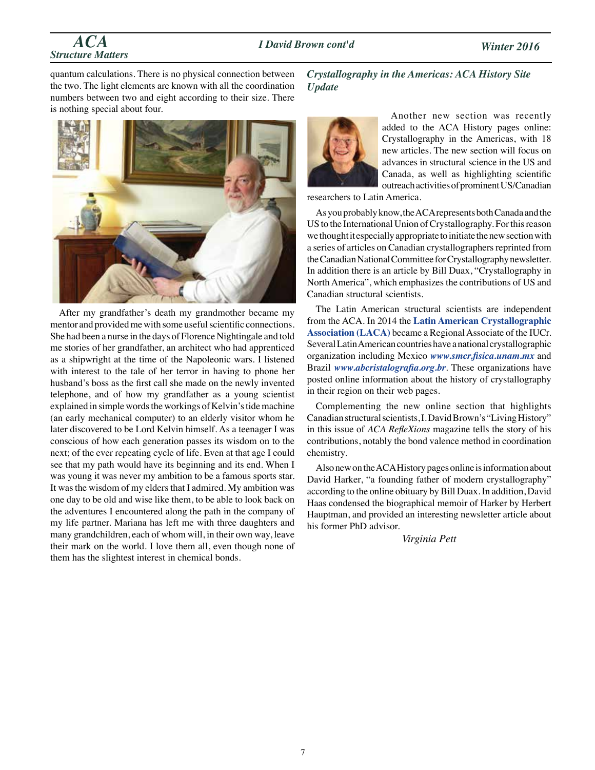quantum calculations. There is no physical connection between the two. The light elements are known with all the coordination numbers between two and eight according to their size. There is nothing special about four.

After my grandfather's death my grandmother became my mentor and provided me with some useful scientific connections. She had been a nurse in the days of Florence Nightingale and told me stories of her grandfather, an architect who had apprenticed as a shipwright at the time of the Napoleonic wars. I listened with interest to the tale of her terror in having to phone her husband's boss as the first call she made on the newly invented telephone, and of how my grandfather as a young scientist explained in simple words the workings of Kelvin's tide machine (an early mechanical computer) to an elderly visitor whom he later discovered to be Lord Kelvin himself. As a teenager I was conscious of how each generation passes its wisdom on to the next; of the ever repeating cycle of life. Even at that age I could see that my path would have its beginning and its end. When I was young it was never my ambition to be a famous sports star. It was the wisdom of my elders that I admired. My ambition was one day to be old and wise like them, to be able to look back on the adventures I encountered along the path in the company of my life partner. Mariana has left me with three daughters and many grandchildren, each of whom will, in their own way, leave their mark on the world. I love them all, even though none of them has the slightest interest in chemical bonds.

## *Crystallography in the Americas: ACA History Site Update*

Another new section was recently added to the ACA History pages online: Crystallography in the Americas, with 18 new articles. The new section will focus on advances in structural science in the US and Canada, as well as highlighting scientific outreach activities of prominent US/Canadian researchers to Latin America.

As you probably know, the ACA represents both Canada and the US to the International Union of Crystallography. For this reason we thought it especially appropriate to initiate the new section with a series of articles on Canadian crystallographers reprinted from the Canadian National Committee for Crystallography newsletter. In addition there is an article by Bill Duax, "Crystallography in North America", which emphasizes the contributions of US and Canadian structural scientists.

The Latin American structural scientists are independent from the ACA. In 2014 the **Latin American Crystallographic Association (LACA)** became a Regional Associate of the IUCr. Several Latin American countries have a national crystallographic organization including Mexico ***www.smcr.fisica.unam.mx*** and Brazil ***www.abcristalografia.org.br***. These organizations have posted online information about the history of crystallography in their region on their web pages.

Complementing the new online section that highlights Canadian structural scientists, I. David Brown's "Living History" in this issue of *ACA RefleXions* magazine tells the story of his contributions, notably the bond valence method in coordination chemistry.

Also new on the ACA History pages online is information about David Harker, "a founding father of modern crystallography" according to the online obituary by Bill Duax. In addition, David Haas condensed the biographical memoir of Harker by Herbert Hauptman, and provided an interesting newsletter article about his former PhD advisor.

*Virginia Pett*